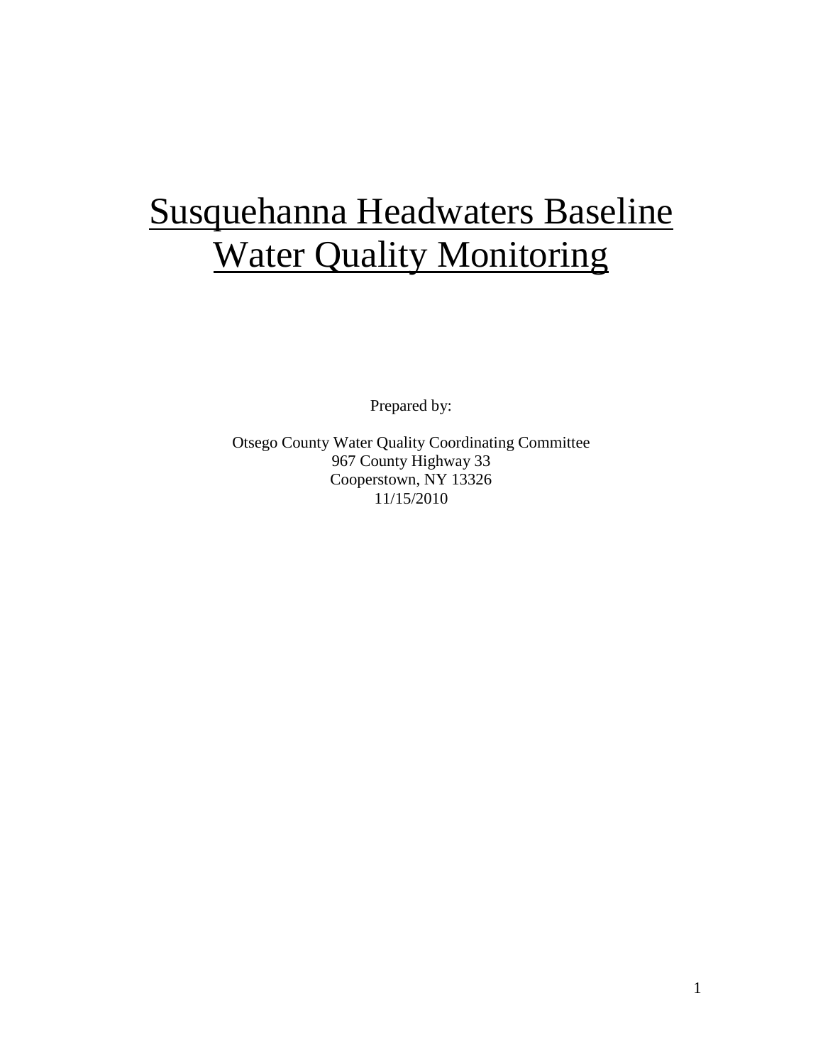# Susquehanna Headwaters Baseline Water Quality Monitoring

Prepared by:

Otsego County Water Quality Coordinating Committee
967 County Highway 33
Cooperstown, NY 13326
11/15/2010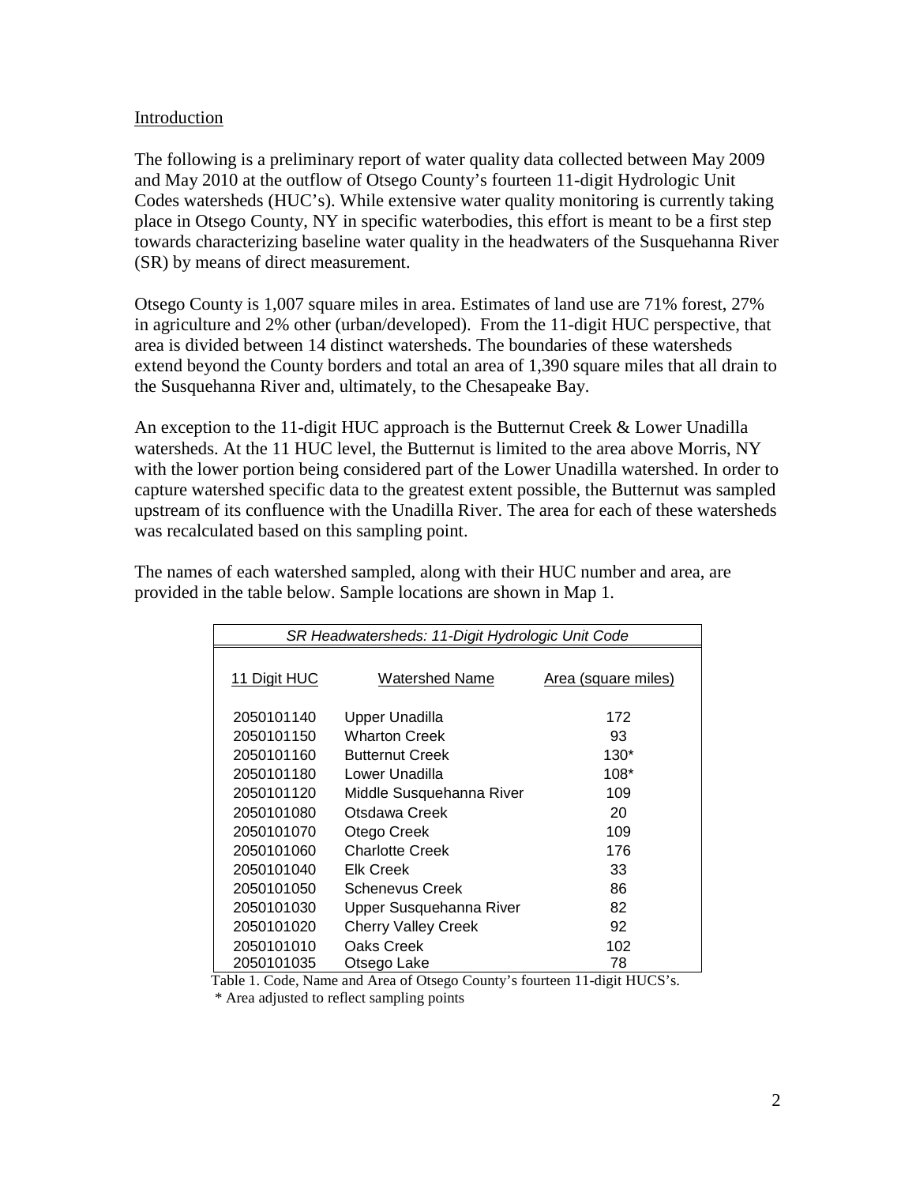## Introduction

The following is a preliminary report of water quality data collected between May 2009 and May 2010 at the outflow of Otsego County's fourteen 11-digit Hydrologic Unit Codes watersheds (HUC's). While extensive water quality monitoring is currently taking place in Otsego County, NY in specific waterbodies, this effort is meant to be a first step towards characterizing baseline water quality in the headwaters of the Susquehanna River (SR) by means of direct measurement.

Otsego County is 1,007 square miles in area. Estimates of land use are 71% forest, 27% in agriculture and 2% other (urban/developed). From the 11-digit HUC perspective, that area is divided between 14 distinct watersheds. The boundaries of these watersheds extend beyond the County borders and total an area of 1,390 square miles that all drain to the Susquehanna River and, ultimately, to the Chesapeake Bay.

An exception to the 11-digit HUC approach is the Butternut Creek & Lower Unadilla watersheds. At the 11 HUC level, the Butternut is limited to the area above Morris, NY with the lower portion being considered part of the Lower Unadilla watershed. In order to capture watershed specific data to the greatest extent possible, the Butternut was sampled upstream of its confluence with the Unadilla River. The area for each of these watersheds was recalculated based on this sampling point.

The names of each watershed sampled, along with their HUC number and area, are provided in the table below. Sample locations are shown in Map 1.

*SR Headwatersheds: 11-Digit Hydrologic Unit Code*

| 11 Digit HUC | Watershed Name | Area (square miles) |
|---|---|---|
| 2050101140 | Upper Unadilla | 172 |
| 2050101150 | Wharton Creek | 93 |
| 2050101160 | Butternut Creek | 130* |
| 2050101180 | Lower Unadilla | 108* |
| 2050101120 | Middle Susquehanna River | 109 |
| 2050101080 | Otsdawa Creek | 20 |
| 2050101070 | Otego Creek | 109 |
| 2050101060 | Charlotte Creek | 176 |
| 2050101040 | Elk Creek | 33 |
| 2050101050 | Schenevus Creek | 86 |
| 2050101030 | Upper Susquehanna River | 82 |
| 2050101020 | Cherry Valley Creek | 92 |
| 2050101010 | Oaks Creek | 102 |
| 2050101035 | Otsego Lake | 78 |

Table 1. Code, Name and Area of Otsego County's fourteen 11-digit HUCS's.

\* Area adjusted to reflect sampling points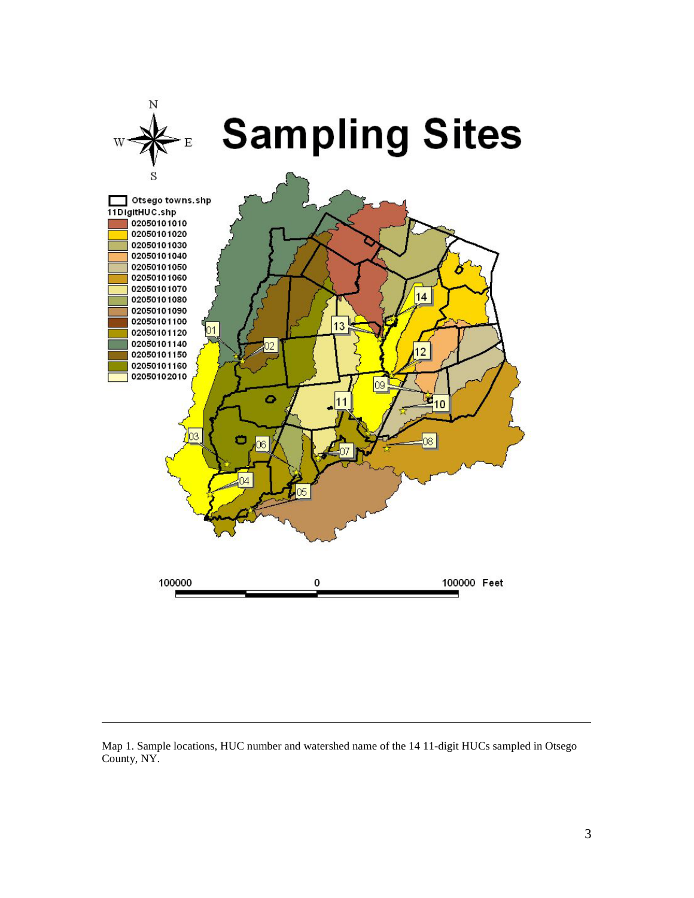# Sampling Sites

Otsego towns.shp

11DigitHUC.shp

- 02050101010
- 02050101020
- 02050101030
- 02050101040
- 02050101050
- 02050101060
- 02050101070
- 02050101080
- 02050101090
- 02050101100
- 02050101120
- 02050101140
- 02050101150
- 02050101160
- 02050102010

100000 0 100000 Feet

Map 1. Sample locations, HUC number and watershed name of the 14 11-digit HUCs sampled in Otsego County, NY.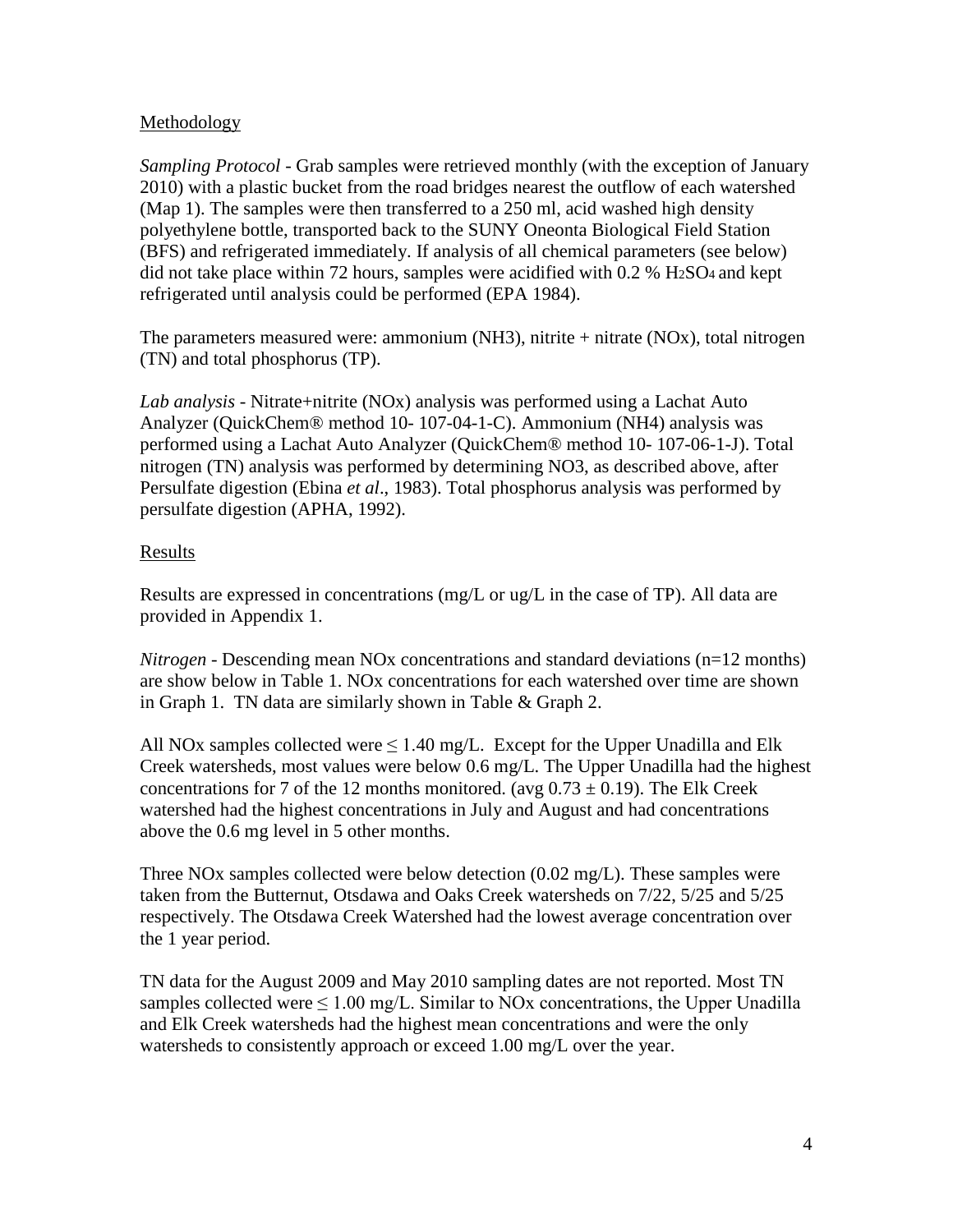## Methodology

*Sampling Protocol* - Grab samples were retrieved monthly (with the exception of January 2010) with a plastic bucket from the road bridges nearest the outflow of each watershed (Map 1). The samples were then transferred to a 250 ml, acid washed high density polyethylene bottle, transported back to the SUNY Oneonta Biological Field Station (BFS) and refrigerated immediately. If analysis of all chemical parameters (see below) did not take place within 72 hours, samples were acidified with 0.2 % $H_2SO_4$ and kept refrigerated until analysis could be performed (EPA 1984).

The parameters measured were: ammonium (NH3), nitrite + nitrate (NOx), total nitrogen (TN) and total phosphorus (TP).

*Lab analysis* - Nitrate+nitrite (NOx) analysis was performed using a Lachat Auto Analyzer (QuickChem® method 10- 107-04-1-C). Ammonium (NH4) analysis was performed using a Lachat Auto Analyzer (QuickChem® method 10- 107-06-1-J). Total nitrogen (TN) analysis was performed by determining NO3, as described above, after Persulfate digestion (Ebina *et al*., 1983). Total phosphorus analysis was performed by persulfate digestion (APHA, 1992).

## Results

Results are expressed in concentrations (mg/L or ug/L in the case of TP). All data are provided in Appendix 1.

*Nitrogen* - Descending mean NOx concentrations and standard deviations (n=12 months) are show below in Table 1. NOx concentrations for each watershed over time are shown in Graph 1. TN data are similarly shown in Table & Graph 2.

All NOx samples collected were ≤ 1.40 mg/L. Except for the Upper Unadilla and Elk Creek watersheds, most values were below 0.6 mg/L. The Upper Unadilla had the highest concentrations for 7 of the 12 months monitored. (avg $0.73 \pm 0.19$). The Elk Creek watershed had the highest concentrations in July and August and had concentrations above the 0.6 mg level in 5 other months.

Three NOx samples collected were below detection (0.02 mg/L). These samples were taken from the Butternut, Otsdawa and Oaks Creek watersheds on 7/22, 5/25 and 5/25 respectively. The Otsdawa Creek Watershed had the lowest average concentration over the 1 year period.

TN data for the August 2009 and May 2010 sampling dates are not reported. Most TN samples collected were ≤ 1.00 mg/L. Similar to NOx concentrations, the Upper Unadilla and Elk Creek watersheds had the highest mean concentrations and were the only watersheds to consistently approach or exceed 1.00 mg/L over the year.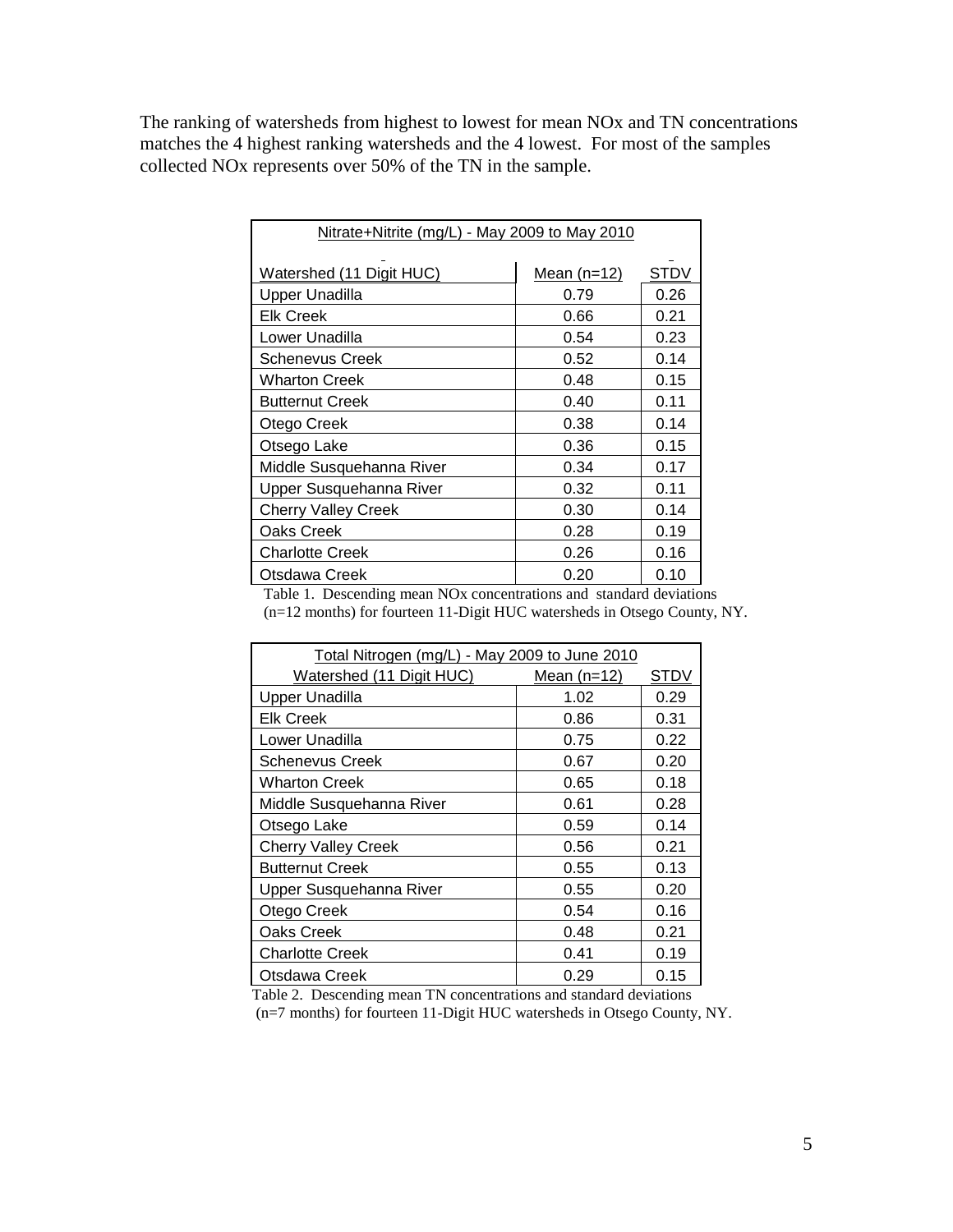The ranking of watersheds from highest to lowest for mean NOx and TN concentrations matches the 4 highest ranking watersheds and the 4 lowest. For most of the samples collected NOx represents over 50% of the TN in the sample.

| Nitrate+Nitrite (mg/L) - May 2009 to May 2010 | | |
|---|---|---|
| Watershed (11 Digit HUC) | Mean (n=12) | STDV |
| Upper Unadilla | 0.79 | 0.26 |
| Elk Creek | 0.66 | 0.21 |
| Lower Unadilla | 0.54 | 0.23 |
| Schenevus Creek | 0.52 | 0.14 |
| Wharton Creek | 0.48 | 0.15 |
| Butternut Creek | 0.40 | 0.11 |
| Otego Creek | 0.38 | 0.14 |
| Otsego Lake | 0.36 | 0.15 |
| Middle Susquehanna River | 0.34 | 0.17 |
| Upper Susquehanna River | 0.32 | 0.11 |
| Cherry Valley Creek | 0.30 | 0.14 |
| Oaks Creek | 0.28 | 0.19 |
| Charlotte Creek | 0.26 | 0.16 |
| Otsdawa Creek | 0.20 | 0.10 |

Table 1. Descending mean NOx concentrations and standard deviations (n=12 months) for fourteen 11-Digit HUC watersheds in Otsego County, NY.

| Total Nitrogen (mg/L) - May 2009 to June 2010 | | |
|---|---|---|
| Watershed (11 Digit HUC) | Mean (n=12) | STDV |
| Upper Unadilla | 1.02 | 0.29 |
| Elk Creek | 0.86 | 0.31 |
| Lower Unadilla | 0.75 | 0.22 |
| Schenevus Creek | 0.67 | 0.20 |
| Wharton Creek | 0.65 | 0.18 |
| Middle Susquehanna River | 0.61 | 0.28 |
| Otsego Lake | 0.59 | 0.14 |
| Cherry Valley Creek | 0.56 | 0.21 |
| Butternut Creek | 0.55 | 0.13 |
| Upper Susquehanna River | 0.55 | 0.20 |
| Otego Creek | 0.54 | 0.16 |
| Oaks Creek | 0.48 | 0.21 |
| Charlotte Creek | 0.41 | 0.19 |
| Otsdawa Creek | 0.29 | 0.15 |

Table 2. Descending mean TN concentrations and standard deviations (n=7 months) for fourteen 11-Digit HUC watersheds in Otsego County, NY.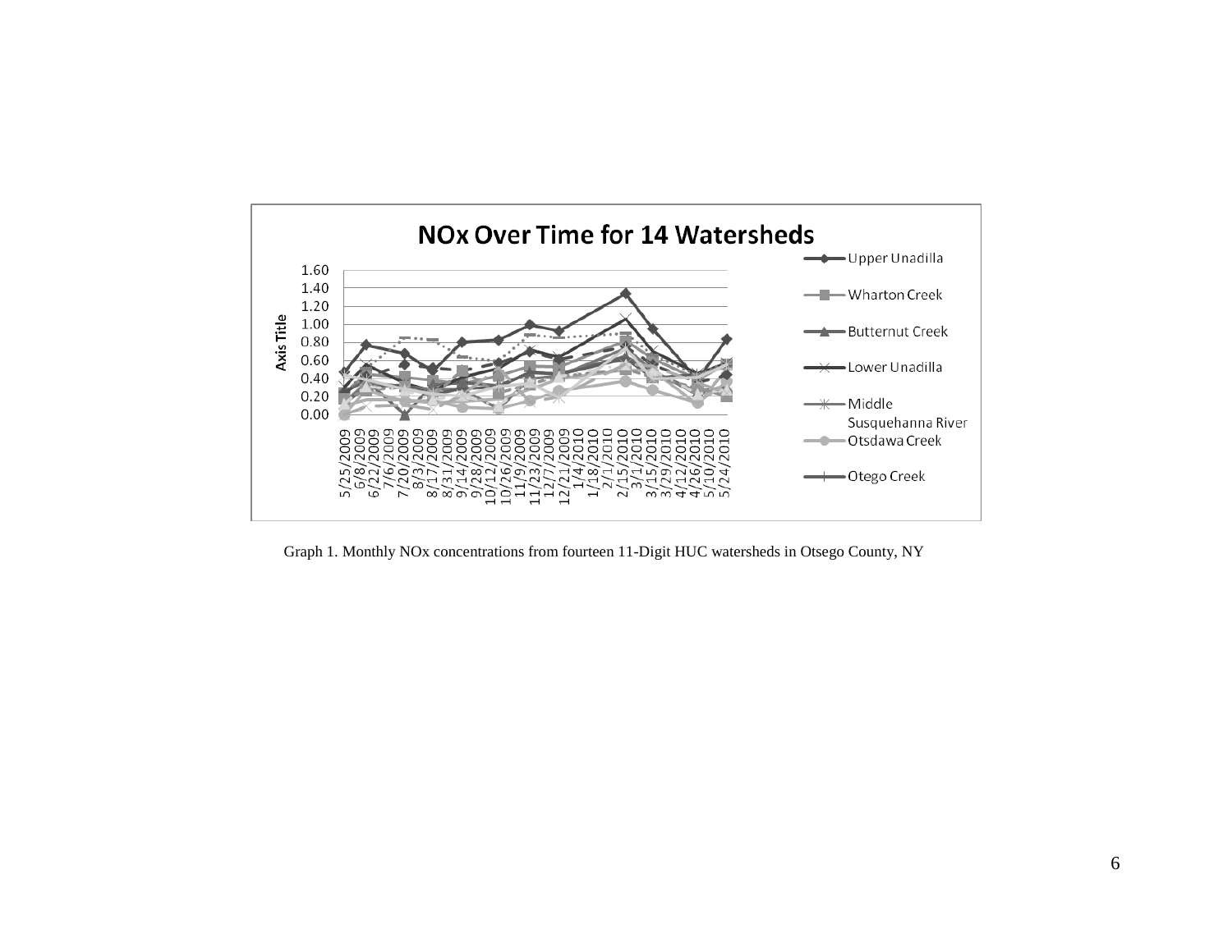Graph 1. Monthly NOx concentrations from fourteen 11-Digit HUC watersheds in Otsego County, NY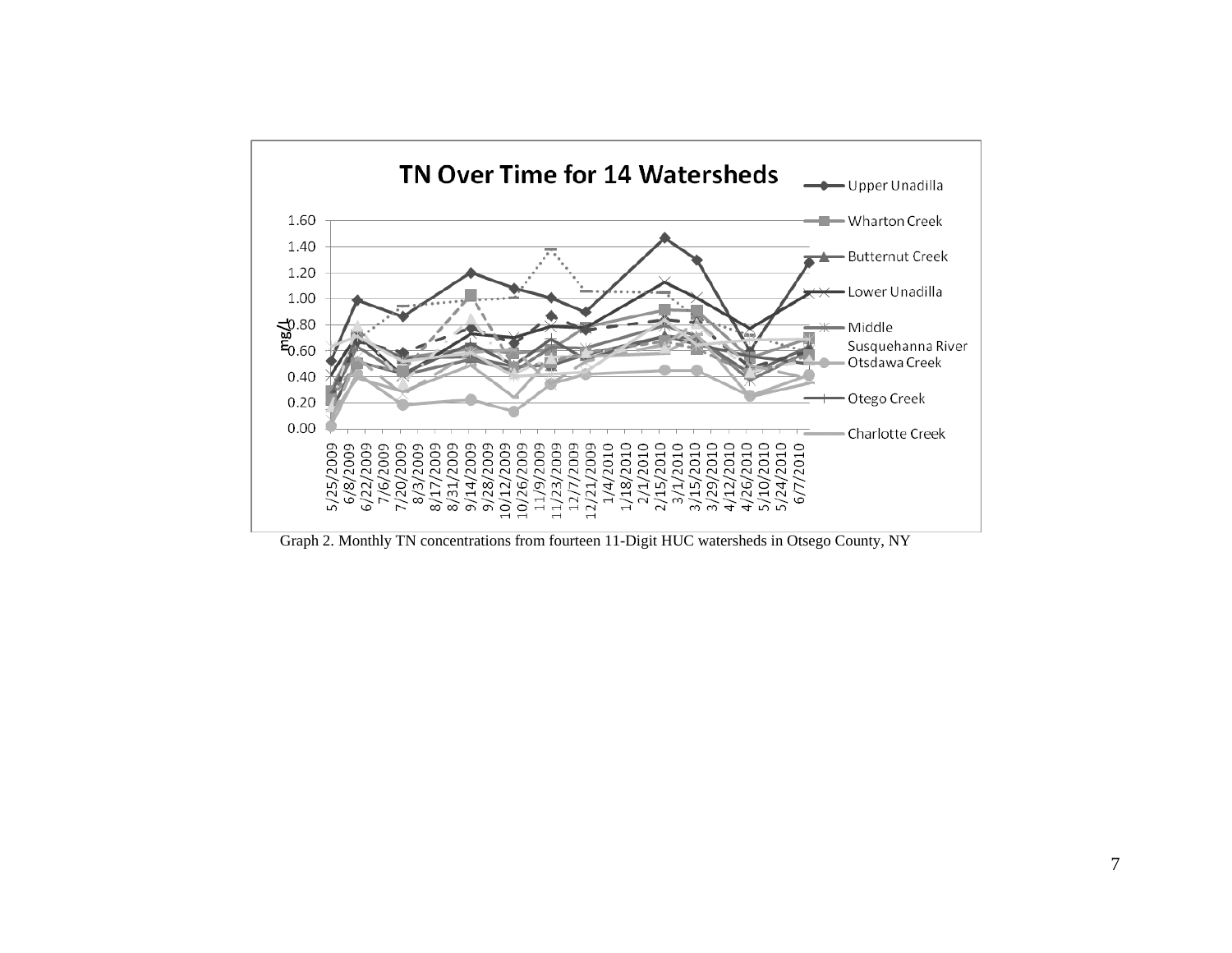Graph 2. Monthly TN concentrations from fourteen 11-Digit HUC watersheds in Otsego County, NY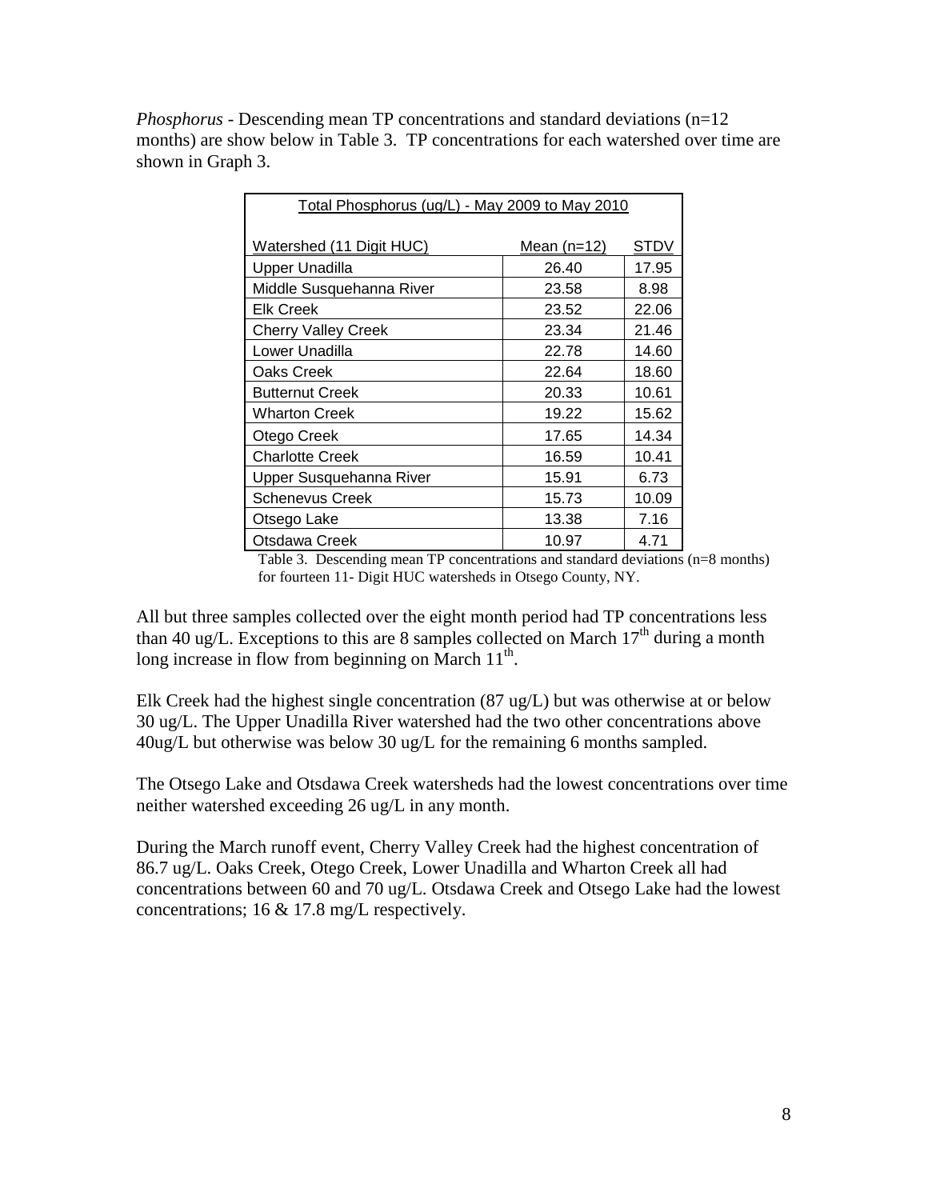*Phosphorus* - Descending mean TP concentrations and standard deviations (n=12 months) are show below in Table 3. TP concentrations for each watershed over time are shown in Graph 3.

| Total Phosphorus (ug/L) - May 2009 to May 2010 | | |
|---|---|---|
| Watershed (11 Digit HUC) | Mean (n=12) | STDV |
| Upper Unadilla | 26.40 | 17.95 |
| Middle Susquehanna River | 23.58 | 8.98 |
| Elk Creek | 23.52 | 22.06 |
| Cherry Valley Creek | 23.34 | 21.46 |
| Lower Unadilla | 22.78 | 14.60 |
| Oaks Creek | 22.64 | 18.60 |
| Butternut Creek | 20.33 | 10.61 |
| Wharton Creek | 19.22 | 15.62 |
| Otego Creek | 17.65 | 14.34 |
| Charlotte Creek | 16.59 | 10.41 |
| Upper Susquehanna River | 15.91 | 6.73 |
| Schenevus Creek | 15.73 | 10.09 |
| Otsego Lake | 13.38 | 7.16 |
| Otsdawa Creek | 10.97 | 4.71 |

Table 3. Descending mean TP concentrations and standard deviations (n=8 months) for fourteen 11- Digit HUC watersheds in Otsego County, NY.

All but three samples collected over the eight month period had TP concentrations less than 40 ug/L. Exceptions to this are 8 samples collected on March 17th during a month long increase in flow from beginning on March 11th.

Elk Creek had the highest single concentration (87 ug/L) but was otherwise at or below 30 ug/L. The Upper Unadilla River watershed had the two other concentrations above 40ug/L but otherwise was below 30 ug/L for the remaining 6 months sampled.

The Otsego Lake and Otsdawa Creek watersheds had the lowest concentrations over time neither watershed exceeding 26 ug/L in any month.

During the March runoff event, Cherry Valley Creek had the highest concentration of 86.7 ug/L. Oaks Creek, Otego Creek, Lower Unadilla and Wharton Creek all had concentrations between 60 and 70 ug/L. Otsdawa Creek and Otsego Lake had the lowest concentrations; 16 & 17.8 mg/L respectively.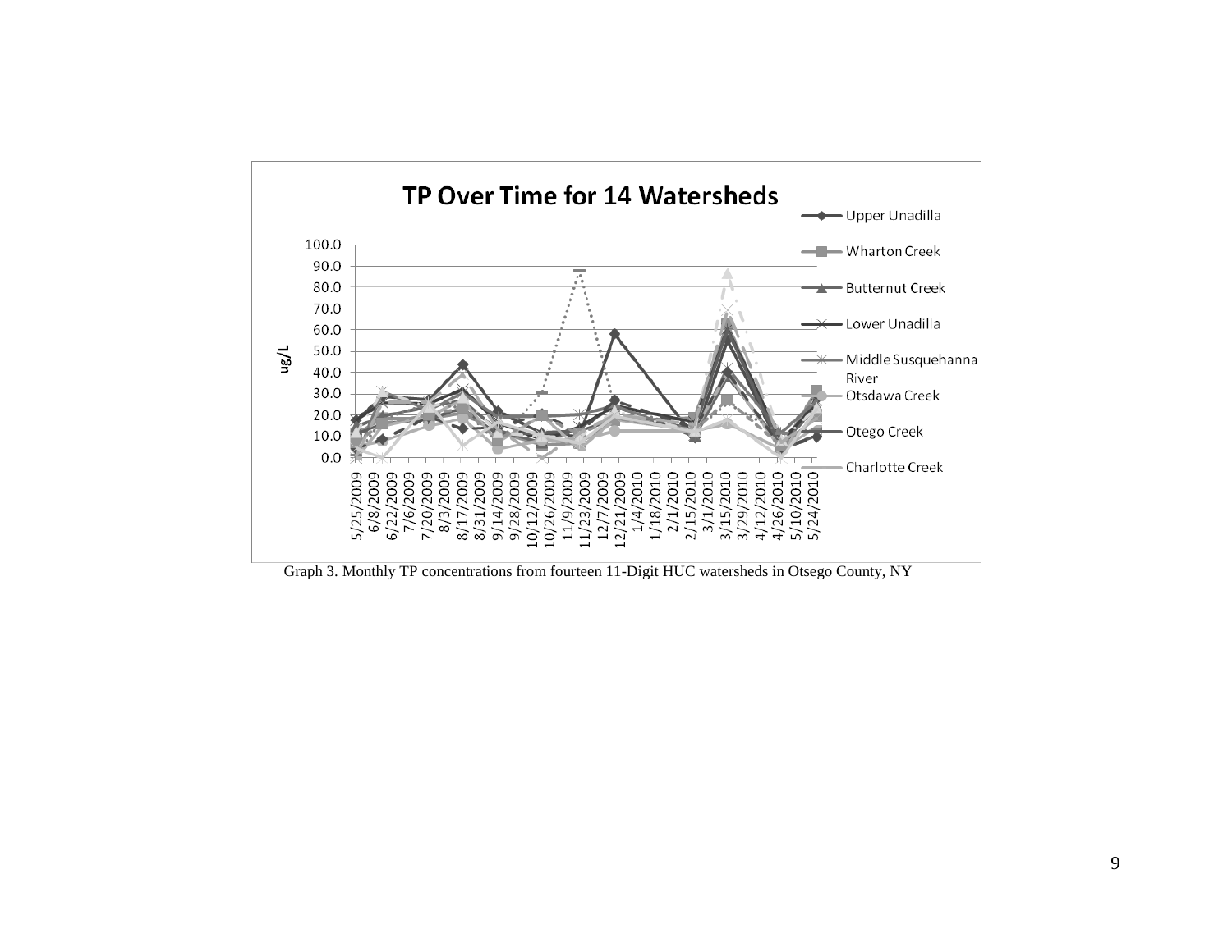TP Over Time for 14 Watersheds

Graph 3. Monthly TP concentrations from fourteen 11-Digit HUC watersheds in Otsego County, NY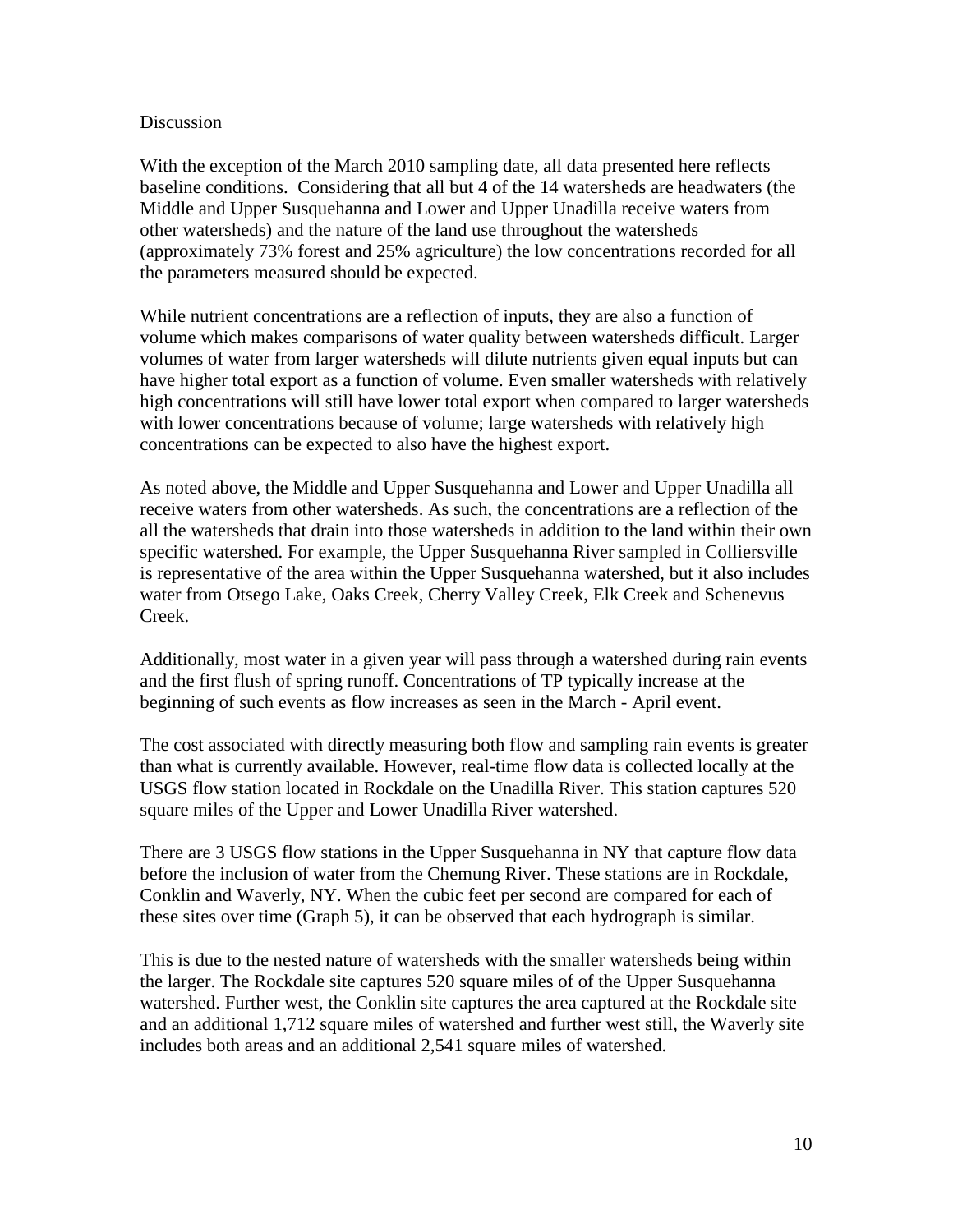## Discussion

With the exception of the March 2010 sampling date, all data presented here reflects baseline conditions. Considering that all but 4 of the 14 watersheds are headwaters (the Middle and Upper Susquehanna and Lower and Upper Unadilla receive waters from other watersheds) and the nature of the land use throughout the watersheds (approximately 73% forest and 25% agriculture) the low concentrations recorded for all the parameters measured should be expected.

While nutrient concentrations are a reflection of inputs, they are also a function of volume which makes comparisons of water quality between watersheds difficult. Larger volumes of water from larger watersheds will dilute nutrients given equal inputs but can have higher total export as a function of volume. Even smaller watersheds with relatively high concentrations will still have lower total export when compared to larger watersheds with lower concentrations because of volume; large watersheds with relatively high concentrations can be expected to also have the highest export.

As noted above, the Middle and Upper Susquehanna and Lower and Upper Unadilla all receive waters from other watersheds. As such, the concentrations are a reflection of the all the watersheds that drain into those watersheds in addition to the land within their own specific watershed. For example, the Upper Susquehanna River sampled in Colliersville is representative of the area within the Upper Susquehanna watershed, but it also includes water from Otsego Lake, Oaks Creek, Cherry Valley Creek, Elk Creek and Schenevus Creek.

Additionally, most water in a given year will pass through a watershed during rain events and the first flush of spring runoff. Concentrations of TP typically increase at the beginning of such events as flow increases as seen in the March - April event.

The cost associated with directly measuring both flow and sampling rain events is greater than what is currently available. However, real-time flow data is collected locally at the USGS flow station located in Rockdale on the Unadilla River. This station captures 520 square miles of the Upper and Lower Unadilla River watershed.

There are 3 USGS flow stations in the Upper Susquehanna in NY that capture flow data before the inclusion of water from the Chemung River. These stations are in Rockdale, Conklin and Waverly, NY. When the cubic feet per second are compared for each of these sites over time (Graph 5), it can be observed that each hydrograph is similar.

This is due to the nested nature of watersheds with the smaller watersheds being within the larger. The Rockdale site captures 520 square miles of of the Upper Susquehanna watershed. Further west, the Conklin site captures the area captured at the Rockdale site and an additional 1,712 square miles of watershed and further west still, the Waverly site includes both areas and an additional 2,541 square miles of watershed.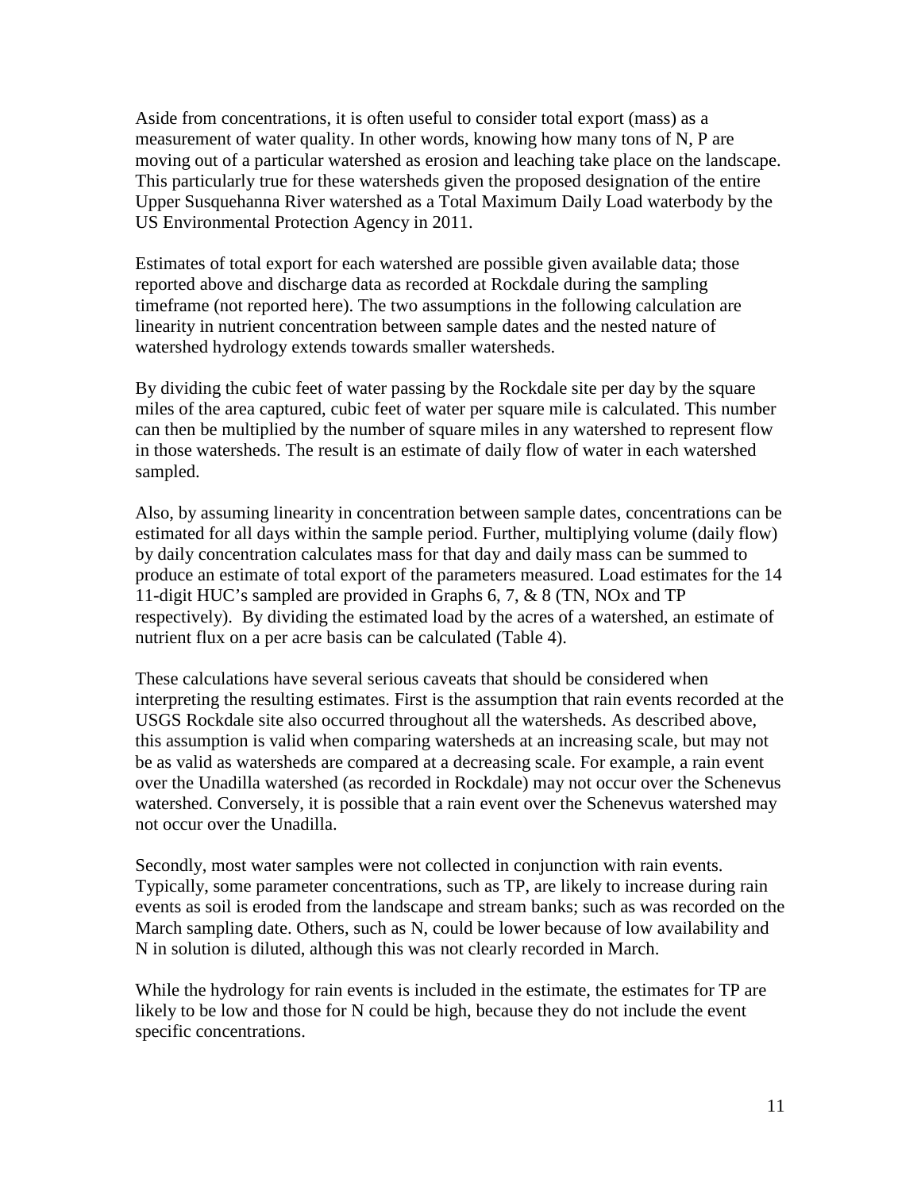Aside from concentrations, it is often useful to consider total export (mass) as a measurement of water quality. In other words, knowing how many tons of N, P are moving out of a particular watershed as erosion and leaching take place on the landscape. This particularly true for these watersheds given the proposed designation of the entire Upper Susquehanna River watershed as a Total Maximum Daily Load waterbody by the US Environmental Protection Agency in 2011.

Estimates of total export for each watershed are possible given available data; those reported above and discharge data as recorded at Rockdale during the sampling timeframe (not reported here). The two assumptions in the following calculation are linearity in nutrient concentration between sample dates and the nested nature of watershed hydrology extends towards smaller watersheds.

By dividing the cubic feet of water passing by the Rockdale site per day by the square miles of the area captured, cubic feet of water per square mile is calculated. This number can then be multiplied by the number of square miles in any watershed to represent flow in those watersheds. The result is an estimate of daily flow of water in each watershed sampled.

Also, by assuming linearity in concentration between sample dates, concentrations can be estimated for all days within the sample period. Further, multiplying volume (daily flow) by daily concentration calculates mass for that day and daily mass can be summed to produce an estimate of total export of the parameters measured. Load estimates for the 14 11-digit HUC's sampled are provided in Graphs 6, 7, & 8 (TN, NOx and TP respectively). By dividing the estimated load by the acres of a watershed, an estimate of nutrient flux on a per acre basis can be calculated (Table 4).

These calculations have several serious caveats that should be considered when interpreting the resulting estimates. First is the assumption that rain events recorded at the USGS Rockdale site also occurred throughout all the watersheds. As described above, this assumption is valid when comparing watersheds at an increasing scale, but may not be as valid as watersheds are compared at a decreasing scale. For example, a rain event over the Unadilla watershed (as recorded in Rockdale) may not occur over the Schenevus watershed. Conversely, it is possible that a rain event over the Schenevus watershed may not occur over the Unadilla.

Secondly, most water samples were not collected in conjunction with rain events. Typically, some parameter concentrations, such as TP, are likely to increase during rain events as soil is eroded from the landscape and stream banks; such as was recorded on the March sampling date. Others, such as N, could be lower because of low availability and N in solution is diluted, although this was not clearly recorded in March.

While the hydrology for rain events is included in the estimate, the estimates for TP are likely to be low and those for N could be high, because they do not include the event specific concentrations.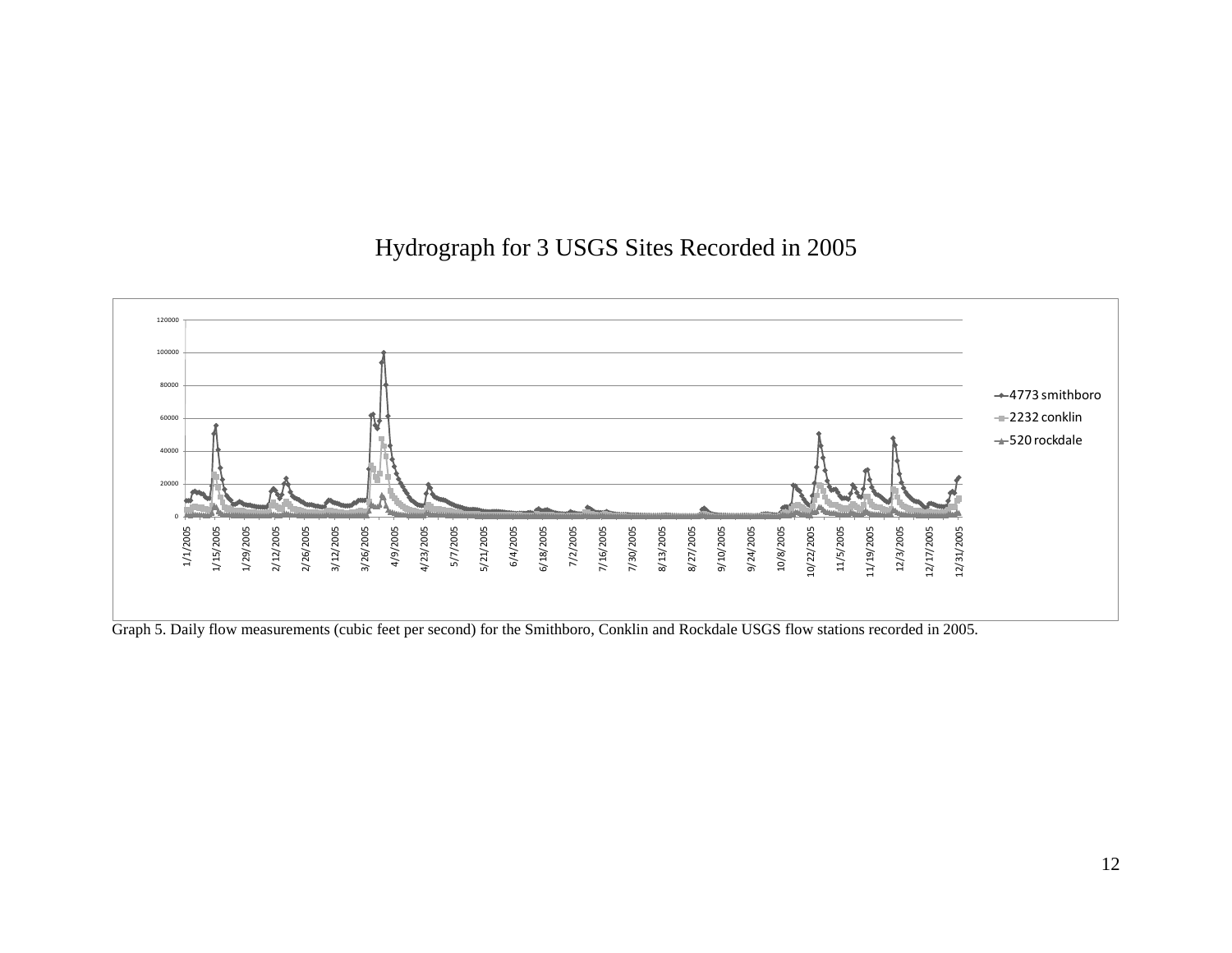# Hydrograph for 3 USGS Sites Recorded in 2005

Graph 5. Daily flow measurements (cubic feet per second) for the Smithboro, Conklin and Rockdale USGS flow stations recorded in 2005.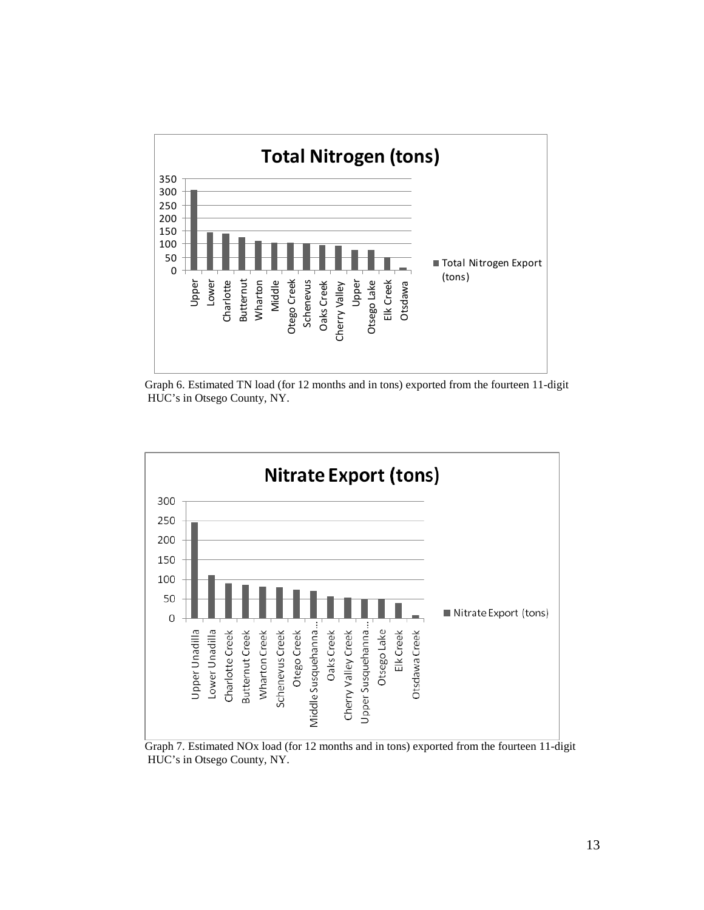Graph 6. Estimated TN load (for 12 months and in tons) exported from the fourteen 11-digit HUC's in Otsego County, NY.

Graph 7. Estimated NOx load (for 12 months and in tons) exported from the fourteen 11-digit HUC's in Otsego County, NY.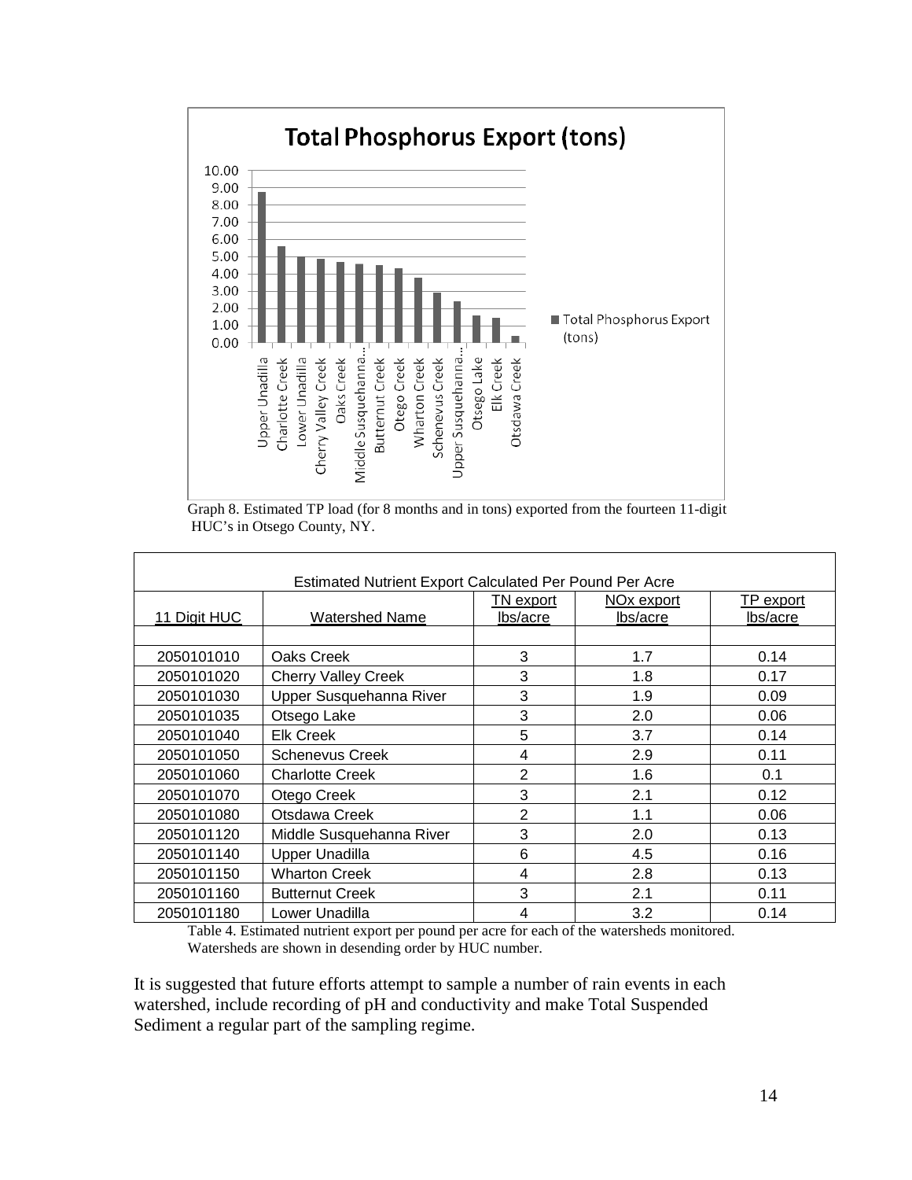Graph 8. Estimated TP load (for 8 months and in tons) exported from the fourteen 11-digit HUC's in Otsego County, NY.

| Estimated Nutrient Export Calculated Per Pound Per Acre | | | | |
|---|---|---|---|---|
| 11 Digit HUC | Watershed Name | TN export lbs/acre | NOx export lbs/acre | TP export lbs/acre |
| | | | | |
| 2050101010 | Oaks Creek | 3 | 1.7 | 0.14 |
| 2050101020 | Cherry Valley Creek | 3 | 1.8 | 0.17 |
| 2050101030 | Upper Susquehanna River | 3 | 1.9 | 0.09 |
| 2050101035 | Otsego Lake | 3 | 2.0 | 0.06 |
| 2050101040 | Elk Creek | 5 | 3.7 | 0.14 |
| 2050101050 | Schenevus Creek | 4 | 2.9 | 0.11 |
| 2050101060 | Charlotte Creek | 2 | 1.6 | 0.1 |
| 2050101070 | Otego Creek | 3 | 2.1 | 0.12 |
| 2050101080 | Otsdawa Creek | 2 | 1.1 | 0.06 |
| 2050101120 | Middle Susquehanna River | 3 | 2.0 | 0.13 |
| 2050101140 | Upper Unadilla | 6 | 4.5 | 0.16 |
| 2050101150 | Wharton Creek | 4 | 2.8 | 0.13 |
| 2050101160 | Butternut Creek | 3 | 2.1 | 0.11 |
| 2050101180 | Lower Unadilla | 4 | 3.2 | 0.14 |

Table 4. Estimated nutrient export per pound per acre for each of the watersheds monitored. Watersheds are shown in desending order by HUC number.

It is suggested that future efforts attempt to sample a number of rain events in each watershed, include recording of pH and conductivity and make Total Suspended Sediment a regular part of the sampling regime.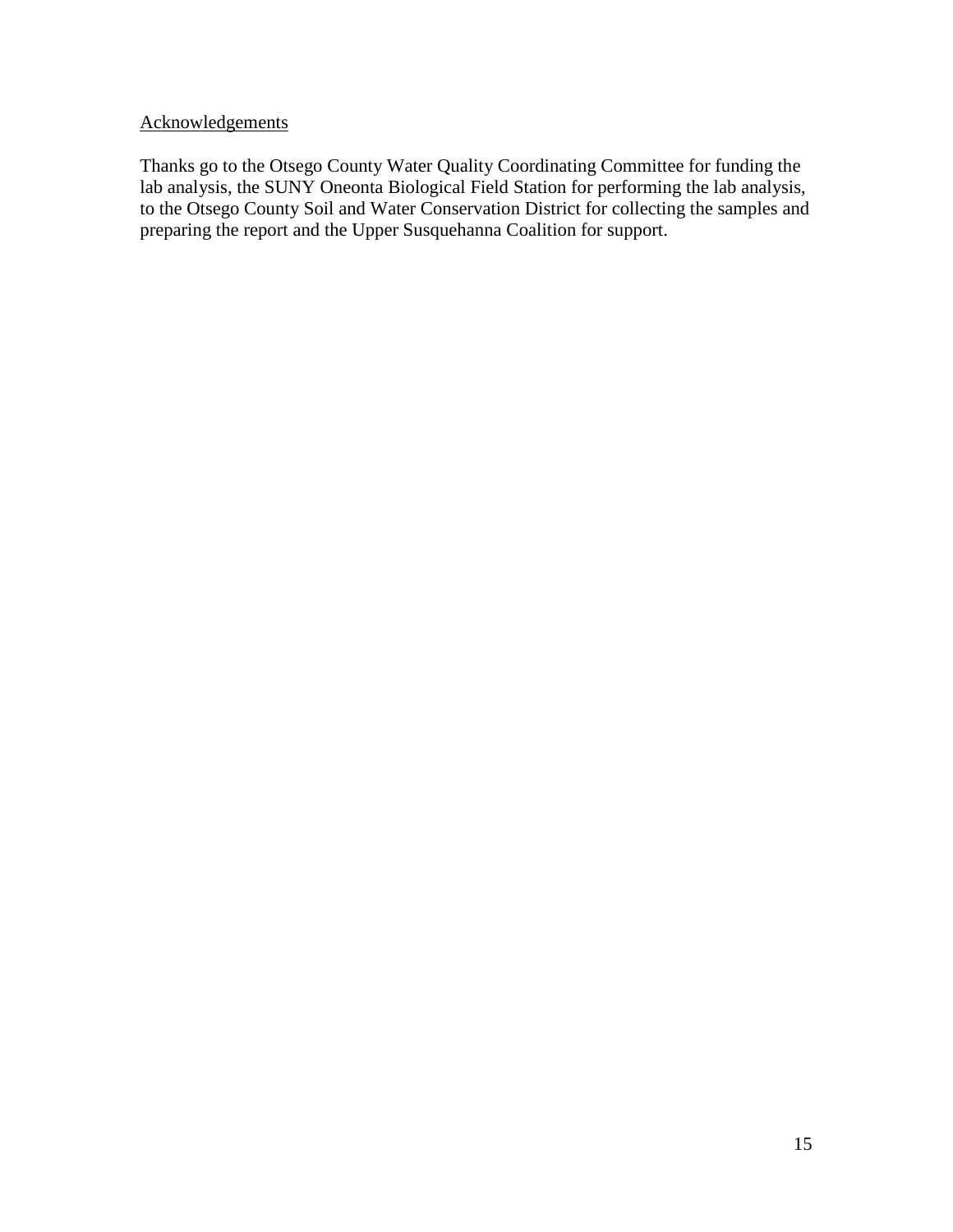## Acknowledgements

Thanks go to the Otsego County Water Quality Coordinating Committee for funding the lab analysis, the SUNY Oneonta Biological Field Station for performing the lab analysis, to the Otsego County Soil and Water Conservation District for collecting the samples and preparing the report and the Upper Susquehanna Coalition for support.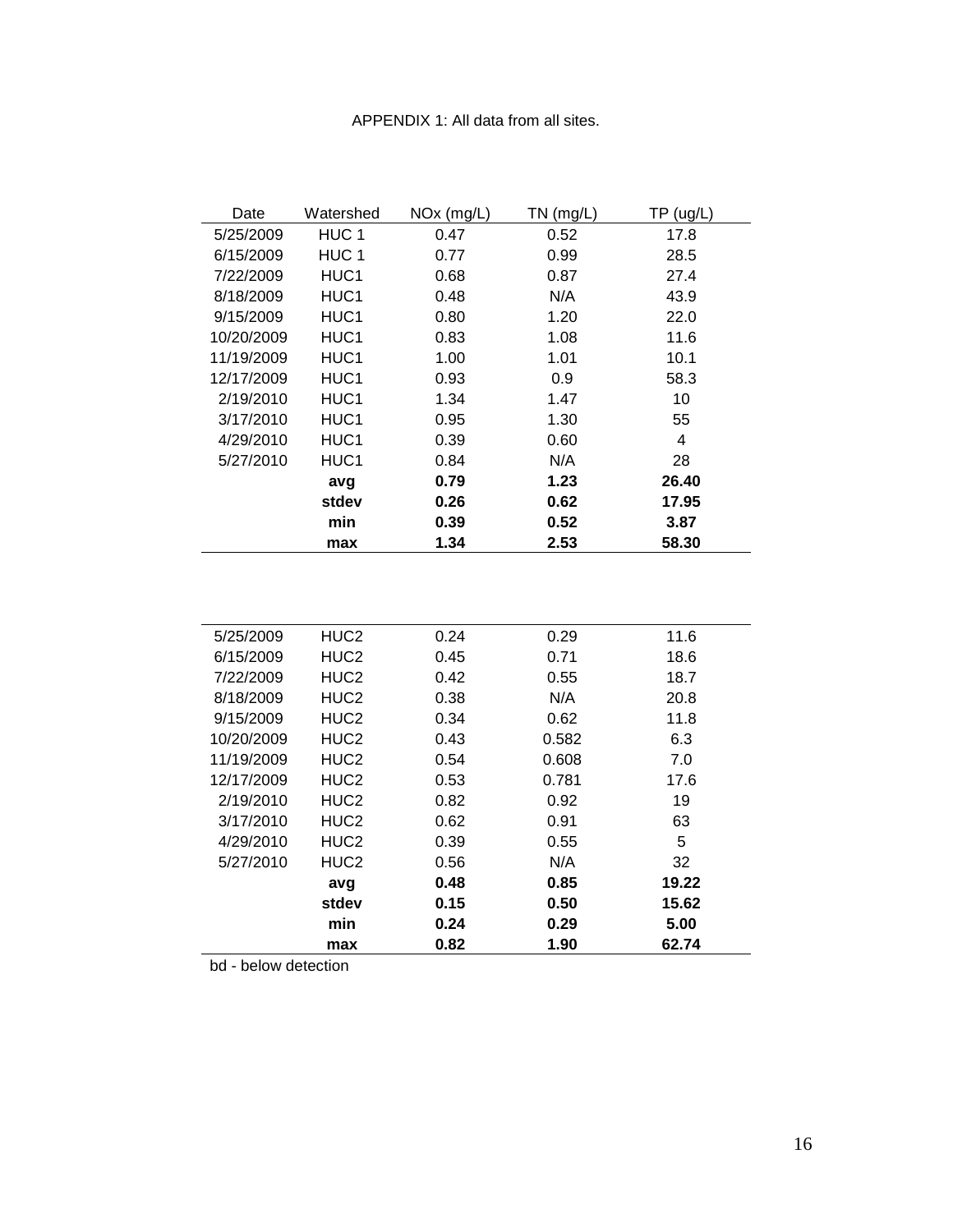APPENDIX 1: All data from all sites.

| Date | Watershed | NOx (mg/L) | TN (mg/L) | TP (ug/L) |
|---|---|---|---|---|
| 5/25/2009 | HUC 1 | 0.47 | 0.52 | 17.8 |
| 6/15/2009 | HUC 1 | 0.77 | 0.99 | 28.5 |
| 7/22/2009 | HUC1 | 0.68 | 0.87 | 27.4 |
| 8/18/2009 | HUC1 | 0.48 | N/A | 43.9 |
| 9/15/2009 | HUC1 | 0.80 | 1.20 | 22.0 |
| 10/20/2009 | HUC1 | 0.83 | 1.08 | 11.6 |
| 11/19/2009 | HUC1 | 1.00 | 1.01 | 10.1 |
| 12/17/2009 | HUC1 | 0.93 | 0.9 | 58.3 |
| 2/19/2010 | HUC1 | 1.34 | 1.47 | 10 |
| 3/17/2010 | HUC1 | 0.95 | 1.30 | 55 |
| 4/29/2010 | HUC1 | 0.39 | 0.60 | 4 |
| 5/27/2010 | HUC1 | 0.84 | N/A | 28 |
| | **avg** | **0.79** | **1.23** | **26.40** |
| | **stdev** | **0.26** | **0.62** | **17.95** |
| | **min** | **0.39** | **0.52** | **3.87** |
| | **max** | **1.34** | **2.53** | **58.30** |

| Date | Watershed | NOx (mg/L) | TN (mg/L) | TP (ug/L) |
|---|---|---|---|---|
| 5/25/2009 | HUC2 | 0.24 | 0.29 | 11.6 |
| 6/15/2009 | HUC2 | 0.45 | 0.71 | 18.6 |
| 7/22/2009 | HUC2 | 0.42 | 0.55 | 18.7 |
| 8/18/2009 | HUC2 | 0.38 | N/A | 20.8 |
| 9/15/2009 | HUC2 | 0.34 | 0.62 | 11.8 |
| 10/20/2009 | HUC2 | 0.43 | 0.582 | 6.3 |
| 11/19/2009 | HUC2 | 0.54 | 0.608 | 7.0 |
| 12/17/2009 | HUC2 | 0.53 | 0.781 | 17.6 |
| 2/19/2010 | HUC2 | 0.82 | 0.92 | 19 |
| 3/17/2010 | HUC2 | 0.62 | 0.91 | 63 |
| 4/29/2010 | HUC2 | 0.39 | 0.55 | 5 |
| 5/27/2010 | HUC2 | 0.56 | N/A | 32 |
| | **avg** | **0.48** | **0.85** | **19.22** |
| | **stdev** | **0.15** | **0.50** | **15.62** |
| | **min** | **0.24** | **0.29** | **5.00** |
| | **max** | **0.82** | **1.90** | **62.74** |

bd - below detection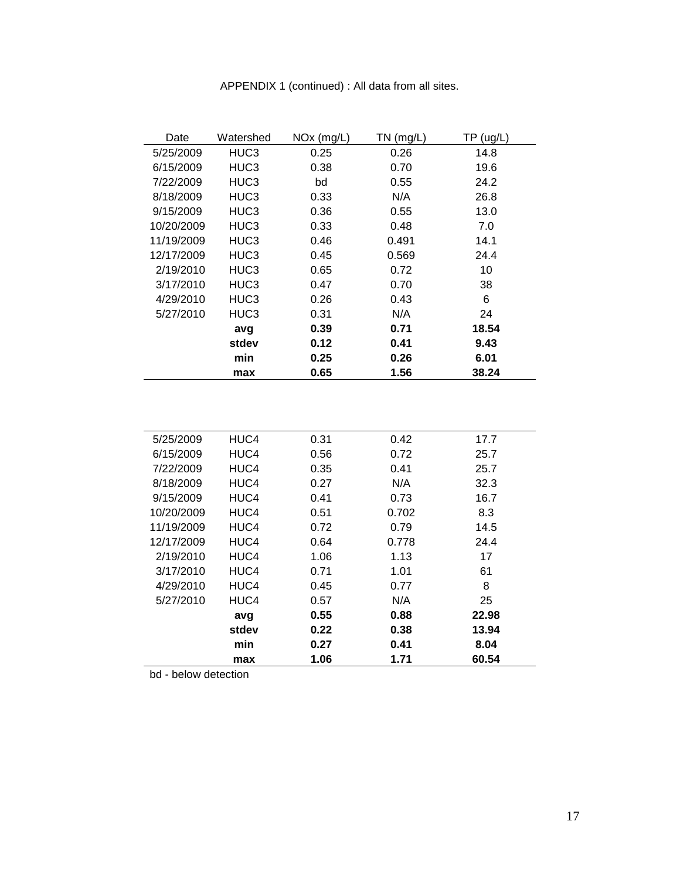APPENDIX 1 (continued) : All data from all sites.

| Date | Watershed | NOx (mg/L) | TN (mg/L) | TP (ug/L) |
|---|---|---|---|---|
| 5/25/2009 | HUC3 | 0.25 | 0.26 | 14.8 |
| 6/15/2009 | HUC3 | 0.38 | 0.70 | 19.6 |
| 7/22/2009 | HUC3 | bd | 0.55 | 24.2 |
| 8/18/2009 | HUC3 | 0.33 | N/A | 26.8 |
| 9/15/2009 | HUC3 | 0.36 | 0.55 | 13.0 |
| 10/20/2009 | HUC3 | 0.33 | 0.48 | 7.0 |
| 11/19/2009 | HUC3 | 0.46 | 0.491 | 14.1 |
| 12/17/2009 | HUC3 | 0.45 | 0.569 | 24.4 |
| 2/19/2010 | HUC3 | 0.65 | 0.72 | 10 |
| 3/17/2010 | HUC3 | 0.47 | 0.70 | 38 |
| 4/29/2010 | HUC3 | 0.26 | 0.43 | 6 |
| 5/27/2010 | HUC3 | 0.31 | N/A | 24 |
| | **avg** | **0.39** | **0.71** | **18.54** |
| | **stdev** | **0.12** | **0.41** | **9.43** |
| | **min** | **0.25** | **0.26** | **6.01** |
| | **max** | **0.65** | **1.56** | **38.24** |

| Date | Watershed | NOx (mg/L) | TN (mg/L) | TP (ug/L) |
|---|---|---|---|---|
| 5/25/2009 | HUC4 | 0.31 | 0.42 | 17.7 |
| 6/15/2009 | HUC4 | 0.56 | 0.72 | 25.7 |
| 7/22/2009 | HUC4 | 0.35 | 0.41 | 25.7 |
| 8/18/2009 | HUC4 | 0.27 | N/A | 32.3 |
| 9/15/2009 | HUC4 | 0.41 | 0.73 | 16.7 |
| 10/20/2009 | HUC4 | 0.51 | 0.702 | 8.3 |
| 11/19/2009 | HUC4 | 0.72 | 0.79 | 14.5 |
| 12/17/2009 | HUC4 | 0.64 | 0.778 | 24.4 |
| 2/19/2010 | HUC4 | 1.06 | 1.13 | 17 |
| 3/17/2010 | HUC4 | 0.71 | 1.01 | 61 |
| 4/29/2010 | HUC4 | 0.45 | 0.77 | 8 |
| 5/27/2010 | HUC4 | 0.57 | N/A | 25 |
| | **avg** | **0.55** | **0.88** | **22.98** |
| | **stdev** | **0.22** | **0.38** | **13.94** |
| | **min** | **0.27** | **0.41** | **8.04** |
| | **max** | **1.06** | **1.71** | **60.54** |

bd - below detection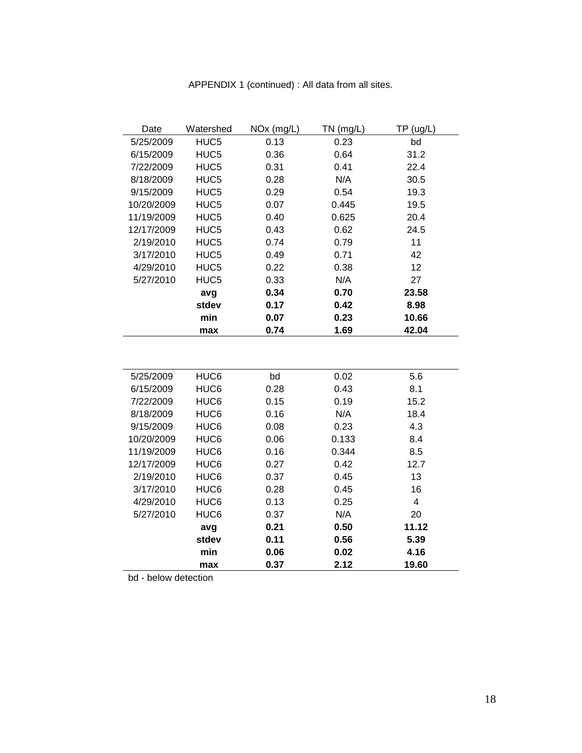APPENDIX 1 (continued) : All data from all sites.

| Date | Watershed | NOx (mg/L) | TN (mg/L) | TP (ug/L) |
|---|---|---|---|---|
| 5/25/2009 | HUC5 | 0.13 | 0.23 | bd |
| 6/15/2009 | HUC5 | 0.36 | 0.64 | 31.2 |
| 7/22/2009 | HUC5 | 0.31 | 0.41 | 22.4 |
| 8/18/2009 | HUC5 | 0.28 | N/A | 30.5 |
| 9/15/2009 | HUC5 | 0.29 | 0.54 | 19.3 |
| 10/20/2009 | HUC5 | 0.07 | 0.445 | 19.5 |
| 11/19/2009 | HUC5 | 0.40 | 0.625 | 20.4 |
| 12/17/2009 | HUC5 | 0.43 | 0.62 | 24.5 |
| 2/19/2010 | HUC5 | 0.74 | 0.79 | 11 |
| 3/17/2010 | HUC5 | 0.49 | 0.71 | 42 |
| 4/29/2010 | HUC5 | 0.22 | 0.38 | 12 |
| 5/27/2010 | HUC5 | 0.33 | N/A | 27 |
| | **avg** | **0.34** | **0.70** | **23.58** |
| | **stdev** | **0.17** | **0.42** | **8.98** |
| | **min** | **0.07** | **0.23** | **10.66** |
| | **max** | **0.74** | **1.69** | **42.04** |

| Date | Watershed | NOx (mg/L) | TN (mg/L) | TP (ug/L) |
|---|---|---|---|---|
| 5/25/2009 | HUC6 | bd | 0.02 | 5.6 |
| 6/15/2009 | HUC6 | 0.28 | 0.43 | 8.1 |
| 7/22/2009 | HUC6 | 0.15 | 0.19 | 15.2 |
| 8/18/2009 | HUC6 | 0.16 | N/A | 18.4 |
| 9/15/2009 | HUC6 | 0.08 | 0.23 | 4.3 |
| 10/20/2009 | HUC6 | 0.06 | 0.133 | 8.4 |
| 11/19/2009 | HUC6 | 0.16 | 0.344 | 8.5 |
| 12/17/2009 | HUC6 | 0.27 | 0.42 | 12.7 |
| 2/19/2010 | HUC6 | 0.37 | 0.45 | 13 |
| 3/17/2010 | HUC6 | 0.28 | 0.45 | 16 |
| 4/29/2010 | HUC6 | 0.13 | 0.25 | 4 |
| 5/27/2010 | HUC6 | 0.37 | N/A | 20 |
| | **avg** | **0.21** | **0.50** | **11.12** |
| | **stdev** | **0.11** | **0.56** | **5.39** |
| | **min** | **0.06** | **0.02** | **4.16** |
| | **max** | **0.37** | **2.12** | **19.60** |

bd - below detection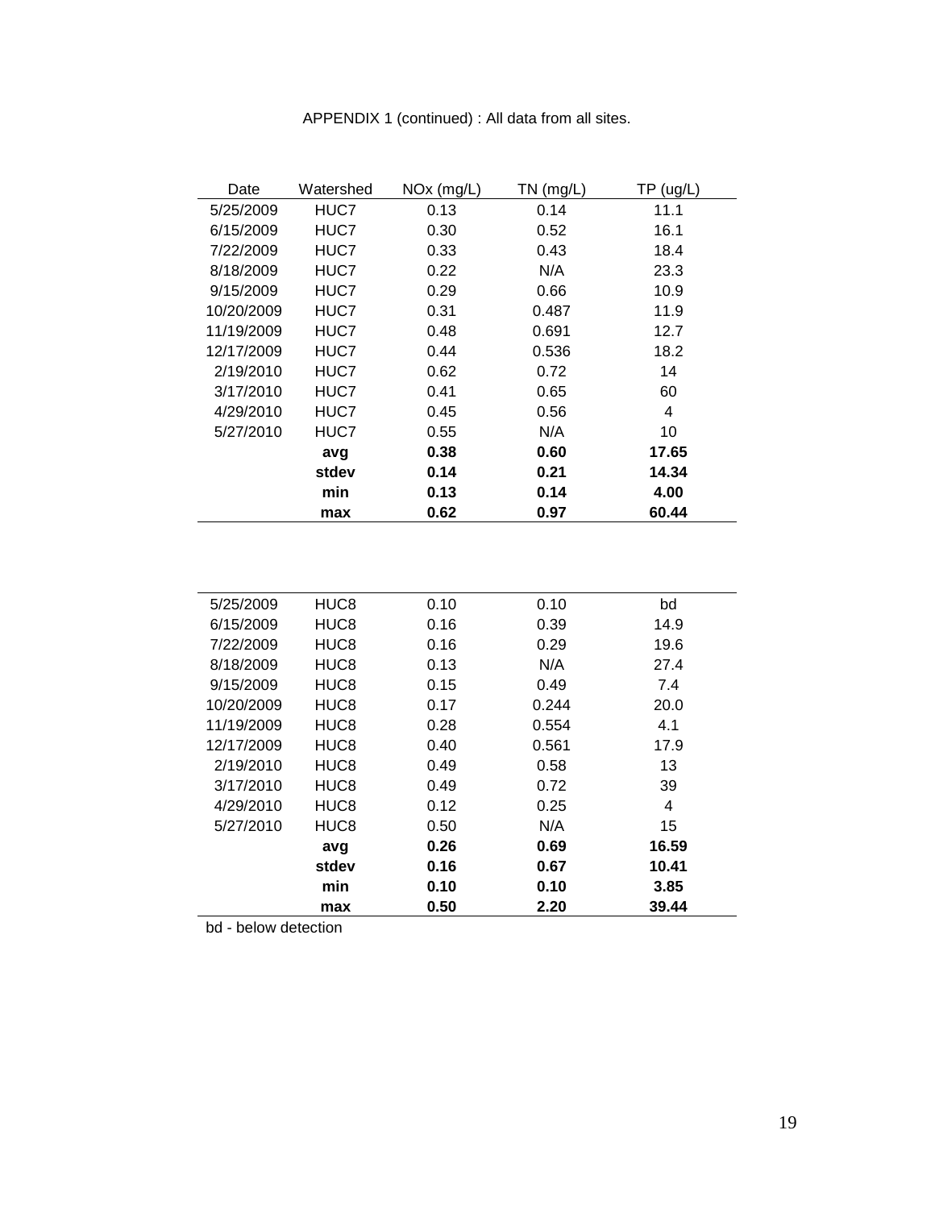APPENDIX 1 (continued) : All data from all sites.

| Date | Watershed | NOx (mg/L) | TN (mg/L) | TP (ug/L) |
|---|---|---|---|---|
| 5/25/2009 | HUC7 | 0.13 | 0.14 | 11.1 |
| 6/15/2009 | HUC7 | 0.30 | 0.52 | 16.1 |
| 7/22/2009 | HUC7 | 0.33 | 0.43 | 18.4 |
| 8/18/2009 | HUC7 | 0.22 | N/A | 23.3 |
| 9/15/2009 | HUC7 | 0.29 | 0.66 | 10.9 |
| 10/20/2009 | HUC7 | 0.31 | 0.487 | 11.9 |
| 11/19/2009 | HUC7 | 0.48 | 0.691 | 12.7 |
| 12/17/2009 | HUC7 | 0.44 | 0.536 | 18.2 |
| 2/19/2010 | HUC7 | 0.62 | 0.72 | 14 |
| 3/17/2010 | HUC7 | 0.41 | 0.65 | 60 |
| 4/29/2010 | HUC7 | 0.45 | 0.56 | 4 |
| 5/27/2010 | HUC7 | 0.55 | N/A | 10 |
| | **avg** | **0.38** | **0.60** | **17.65** |
| | **stdev** | **0.14** | **0.21** | **14.34** |
| | **min** | **0.13** | **0.14** | **4.00** |
| | **max** | **0.62** | **0.97** | **60.44** |

| Date | Watershed | NOx (mg/L) | TN (mg/L) | TP (ug/L) |
|---|---|---|---|---|
| 5/25/2009 | HUC8 | 0.10 | 0.10 | bd |
| 6/15/2009 | HUC8 | 0.16 | 0.39 | 14.9 |
| 7/22/2009 | HUC8 | 0.16 | 0.29 | 19.6 |
| 8/18/2009 | HUC8 | 0.13 | N/A | 27.4 |
| 9/15/2009 | HUC8 | 0.15 | 0.49 | 7.4 |
| 10/20/2009 | HUC8 | 0.17 | 0.244 | 20.0 |
| 11/19/2009 | HUC8 | 0.28 | 0.554 | 4.1 |
| 12/17/2009 | HUC8 | 0.40 | 0.561 | 17.9 |
| 2/19/2010 | HUC8 | 0.49 | 0.58 | 13 |
| 3/17/2010 | HUC8 | 0.49 | 0.72 | 39 |
| 4/29/2010 | HUC8 | 0.12 | 0.25 | 4 |
| 5/27/2010 | HUC8 | 0.50 | N/A | 15 |
| | **avg** | **0.26** | **0.69** | **16.59** |
| | **stdev** | **0.16** | **0.67** | **10.41** |
| | **min** | **0.10** | **0.10** | **3.85** |
| | **max** | **0.50** | **2.20** | **39.44** |

bd - below detection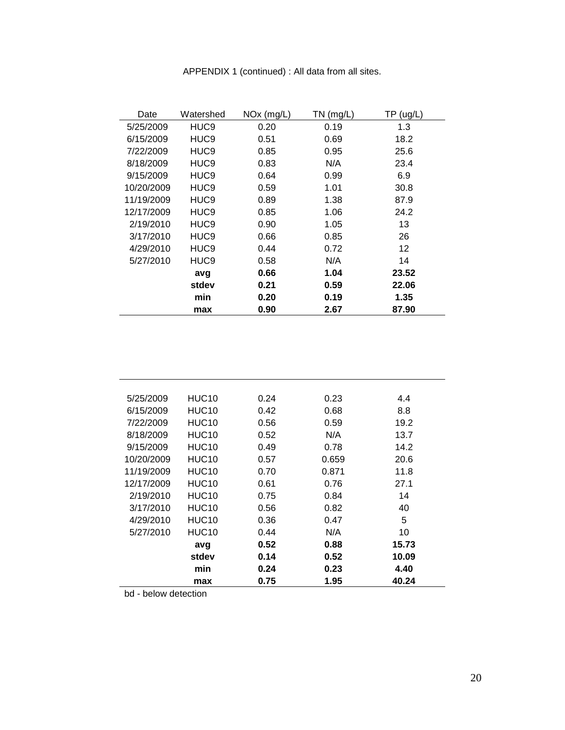APPENDIX 1 (continued) : All data from all sites.

| Date | Watershed | NOx (mg/L) | TN (mg/L) | TP (ug/L) |
|---|---|---|---|---|
| 5/25/2009 | HUC9 | 0.20 | 0.19 | 1.3 |
| 6/15/2009 | HUC9 | 0.51 | 0.69 | 18.2 |
| 7/22/2009 | HUC9 | 0.85 | 0.95 | 25.6 |
| 8/18/2009 | HUC9 | 0.83 | N/A | 23.4 |
| 9/15/2009 | HUC9 | 0.64 | 0.99 | 6.9 |
| 10/20/2009 | HUC9 | 0.59 | 1.01 | 30.8 |
| 11/19/2009 | HUC9 | 0.89 | 1.38 | 87.9 |
| 12/17/2009 | HUC9 | 0.85 | 1.06 | 24.2 |
| 2/19/2010 | HUC9 | 0.90 | 1.05 | 13 |
| 3/17/2010 | HUC9 | 0.66 | 0.85 | 26 |
| 4/29/2010 | HUC9 | 0.44 | 0.72 | 12 |
| 5/27/2010 | HUC9 | 0.58 | N/A | 14 |
| | **avg** | **0.66** | **1.04** | **23.52** |
| | **stdev** | **0.21** | **0.59** | **22.06** |
| | **min** | **0.20** | **0.19** | **1.35** |
| | **max** | **0.90** | **2.67** | **87.90** |

| Date | Watershed | NOx (mg/L) | TN (mg/L) | TP (ug/L) |
|---|---|---|---|---|
| 5/25/2009 | HUC10 | 0.24 | 0.23 | 4.4 |
| 6/15/2009 | HUC10 | 0.42 | 0.68 | 8.8 |
| 7/22/2009 | HUC10 | 0.56 | 0.59 | 19.2 |
| 8/18/2009 | HUC10 | 0.52 | N/A | 13.7 |
| 9/15/2009 | HUC10 | 0.49 | 0.78 | 14.2 |
| 10/20/2009 | HUC10 | 0.57 | 0.659 | 20.6 |
| 11/19/2009 | HUC10 | 0.70 | 0.871 | 11.8 |
| 12/17/2009 | HUC10 | 0.61 | 0.76 | 27.1 |
| 2/19/2010 | HUC10 | 0.75 | 0.84 | 14 |
| 3/17/2010 | HUC10 | 0.56 | 0.82 | 40 |
| 4/29/2010 | HUC10 | 0.36 | 0.47 | 5 |
| 5/27/2010 | HUC10 | 0.44 | N/A | 10 |
| | **avg** | **0.52** | **0.88** | **15.73** |
| | **stdev** | **0.14** | **0.52** | **10.09** |
| | **min** | **0.24** | **0.23** | **4.40** |
| | **max** | **0.75** | **1.95** | **40.24** |

bd - below detection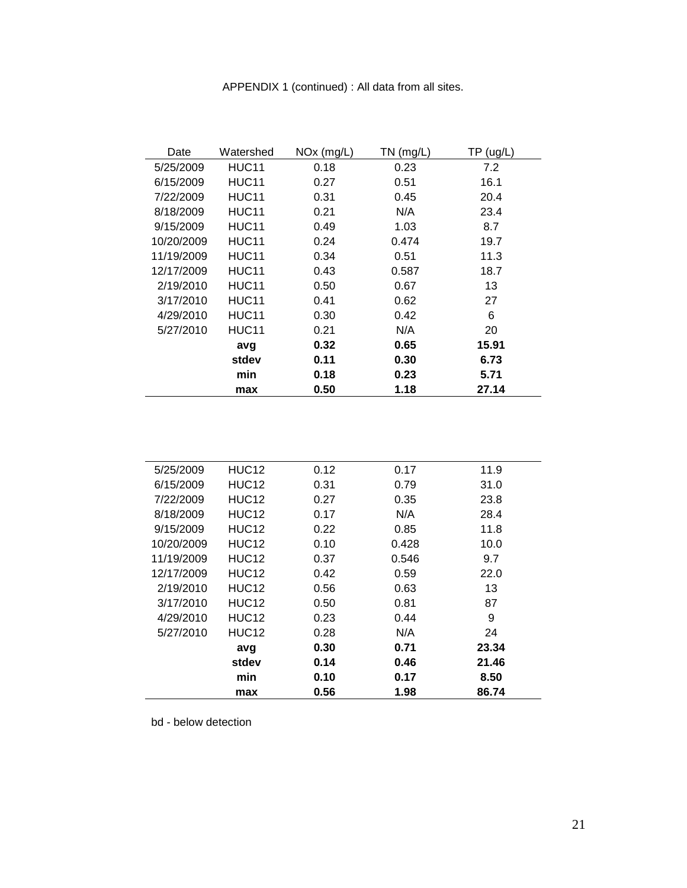APPENDIX 1 (continued) : All data from all sites.

| Date | Watershed | NOx (mg/L) | TN (mg/L) | TP (ug/L) |
|---|---|---|---|---|
| 5/25/2009 | HUC11 | 0.18 | 0.23 | 7.2 |
| 6/15/2009 | HUC11 | 0.27 | 0.51 | 16.1 |
| 7/22/2009 | HUC11 | 0.31 | 0.45 | 20.4 |
| 8/18/2009 | HUC11 | 0.21 | N/A | 23.4 |
| 9/15/2009 | HUC11 | 0.49 | 1.03 | 8.7 |
| 10/20/2009 | HUC11 | 0.24 | 0.474 | 19.7 |
| 11/19/2009 | HUC11 | 0.34 | 0.51 | 11.3 |
| 12/17/2009 | HUC11 | 0.43 | 0.587 | 18.7 |
| 2/19/2010 | HUC11 | 0.50 | 0.67 | 13 |
| 3/17/2010 | HUC11 | 0.41 | 0.62 | 27 |
| 4/29/2010 | HUC11 | 0.30 | 0.42 | 6 |
| 5/27/2010 | HUC11 | 0.21 | N/A | 20 |
| | **avg** | **0.32** | **0.65** | **15.91** |
| | **stdev** | **0.11** | **0.30** | **6.73** |
| | **min** | **0.18** | **0.23** | **5.71** |
| | **max** | **0.50** | **1.18** | **27.14** |

| Date | Watershed | NOx (mg/L) | TN (mg/L) | TP (ug/L) |
|---|---|---|---|---|
| 5/25/2009 | HUC12 | 0.12 | 0.17 | 11.9 |
| 6/15/2009 | HUC12 | 0.31 | 0.79 | 31.0 |
| 7/22/2009 | HUC12 | 0.27 | 0.35 | 23.8 |
| 8/18/2009 | HUC12 | 0.17 | N/A | 28.4 |
| 9/15/2009 | HUC12 | 0.22 | 0.85 | 11.8 |
| 10/20/2009 | HUC12 | 0.10 | 0.428 | 10.0 |
| 11/19/2009 | HUC12 | 0.37 | 0.546 | 9.7 |
| 12/17/2009 | HUC12 | 0.42 | 0.59 | 22.0 |
| 2/19/2010 | HUC12 | 0.56 | 0.63 | 13 |
| 3/17/2010 | HUC12 | 0.50 | 0.81 | 87 |
| 4/29/2010 | HUC12 | 0.23 | 0.44 | 9 |
| 5/27/2010 | HUC12 | 0.28 | N/A | 24 |
| | **avg** | **0.30** | **0.71** | **23.34** |
| | **stdev** | **0.14** | **0.46** | **21.46** |
| | **min** | **0.10** | **0.17** | **8.50** |
| | **max** | **0.56** | **1.98** | **86.74** |

bd - below detection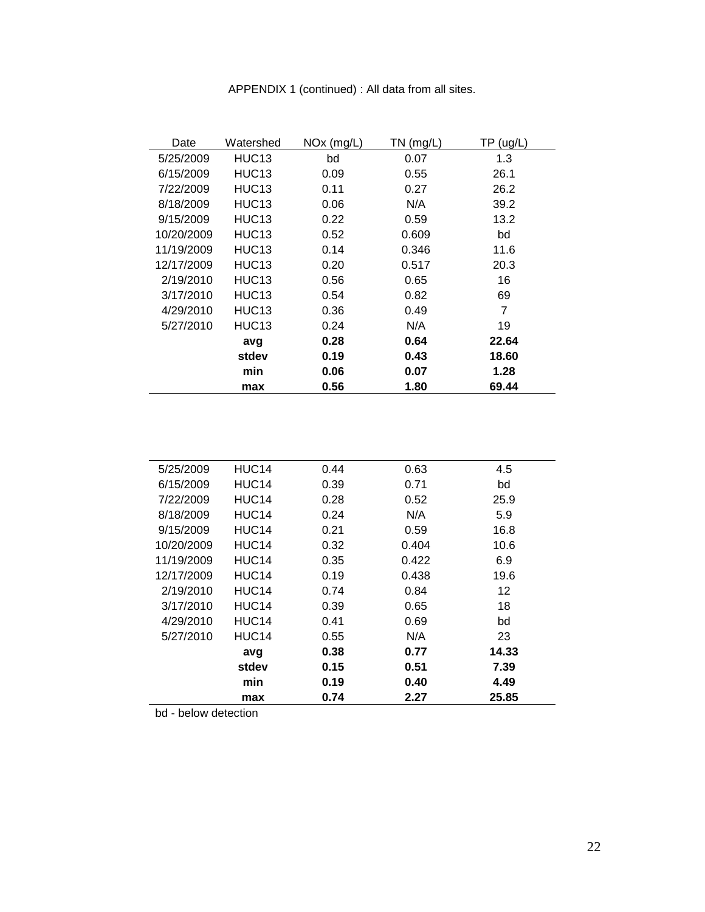APPENDIX 1 (continued) : All data from all sites.

| Date | Watershed | NOx (mg/L) | TN (mg/L) | TP (ug/L) |
|---|---|---|---|---|
| 5/25/2009 | HUC13 | bd | 0.07 | 1.3 |
| 6/15/2009 | HUC13 | 0.09 | 0.55 | 26.1 |
| 7/22/2009 | HUC13 | 0.11 | 0.27 | 26.2 |
| 8/18/2009 | HUC13 | 0.06 | N/A | 39.2 |
| 9/15/2009 | HUC13 | 0.22 | 0.59 | 13.2 |
| 10/20/2009 | HUC13 | 0.52 | 0.609 | bd |
| 11/19/2009 | HUC13 | 0.14 | 0.346 | 11.6 |
| 12/17/2009 | HUC13 | 0.20 | 0.517 | 20.3 |
| 2/19/2010 | HUC13 | 0.56 | 0.65 | 16 |
| 3/17/2010 | HUC13 | 0.54 | 0.82 | 69 |
| 4/29/2010 | HUC13 | 0.36 | 0.49 | 7 |
| 5/27/2010 | HUC13 | 0.24 | N/A | 19 |
| | **avg** | **0.28** | **0.64** | **22.64** |
| | **stdev** | **0.19** | **0.43** | **18.60** |
| | **min** | **0.06** | **0.07** | **1.28** |
| | **max** | **0.56** | **1.80** | **69.44** |

| | | | | |
|---|---|---|---|---|
| 5/25/2009 | HUC14 | 0.44 | 0.63 | 4.5 |
| 6/15/2009 | HUC14 | 0.39 | 0.71 | bd |
| 7/22/2009 | HUC14 | 0.28 | 0.52 | 25.9 |
| 8/18/2009 | HUC14 | 0.24 | N/A | 5.9 |
| 9/15/2009 | HUC14 | 0.21 | 0.59 | 16.8 |
| 10/20/2009 | HUC14 | 0.32 | 0.404 | 10.6 |
| 11/19/2009 | HUC14 | 0.35 | 0.422 | 6.9 |
| 12/17/2009 | HUC14 | 0.19 | 0.438 | 19.6 |
| 2/19/2010 | HUC14 | 0.74 | 0.84 | 12 |
| 3/17/2010 | HUC14 | 0.39 | 0.65 | 18 |
| 4/29/2010 | HUC14 | 0.41 | 0.69 | bd |
| 5/27/2010 | HUC14 | 0.55 | N/A | 23 |
| | **avg** | **0.38** | **0.77** | **14.33** |
| | **stdev** | **0.15** | **0.51** | **7.39** |
| | **min** | **0.19** | **0.40** | **4.49** |
| | **max** | **0.74** | **2.27** | **25.85** |

bd - below detection